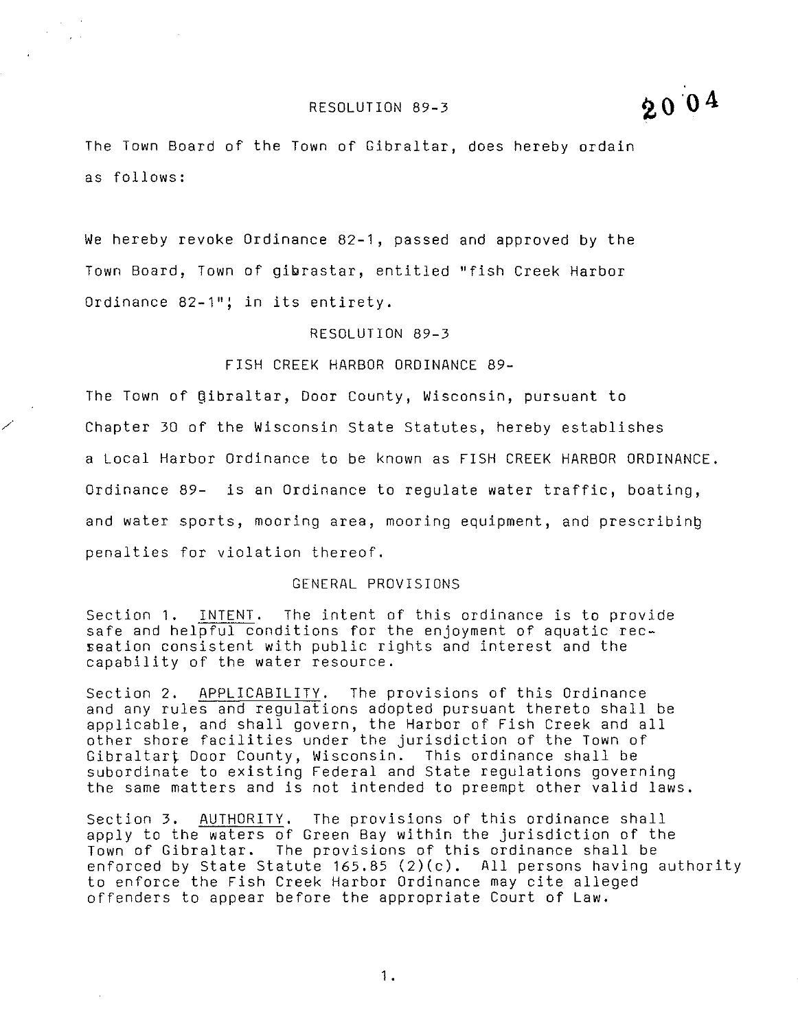RESOLUTION 89-3

2004

The Town Board of the Town of Gibraltar, does hereby ordain as follows:

We hereby revoke Ordinance 82-1, passed and approved by the Town Board, Town of gibrastar, entitled "fish Creek Harbor Ordinance 82-1"; in its entirety.

RESOLUTION 89-3

FISH CREEK HARBOR ORDINANCE 89-

The Town of Gibraltar, Door County, Wisconsin, pursuant to Chapter 30 of the Wisconsin State Statutes, hereby establishes a Local Harbor Ordinance to be known as FISH CREEK HARBOR ORDINANCE. Ordinance 89- is an Ordinance to regulate water traffic, boating, and water sports, mooring area, mooring equipment, and prescribing penalties for violation thereof.

## GENERAL PROVISIONS

Section 1. INTENT. The intent of this ordinance is to provide safe and helpful conditions for the enjoyment of aquatic recreation consistent with public rights and interest and the capability of the water resource.

Section 2. APPLICABILITY. The provisions of this Ordinance and any rules and regulations adopted pursuant thereto shall be applicable, and shall govern, the Harbor of Fish Creek and all other shore facilities under the jurisdiction of the Town of Gibraltar, Door County, Wisconsin. This ordinance shall be subordinate to existing Federal and State regulations governing the same matters and is not intended to preempt other valid laws.

Section 3. AUTHORITY. The provisions of this ordinance shall apply to the waters of Green Bay within the jurisdiction of the Town of Gibraltar. The provisions of this ordinance shall be enforced by State Statute 165.85 (2)(c). All persons having authority to enforce the Fish Creek Harbor Ordinance may cite alleged offenders to appear before the appropriate Court of Law.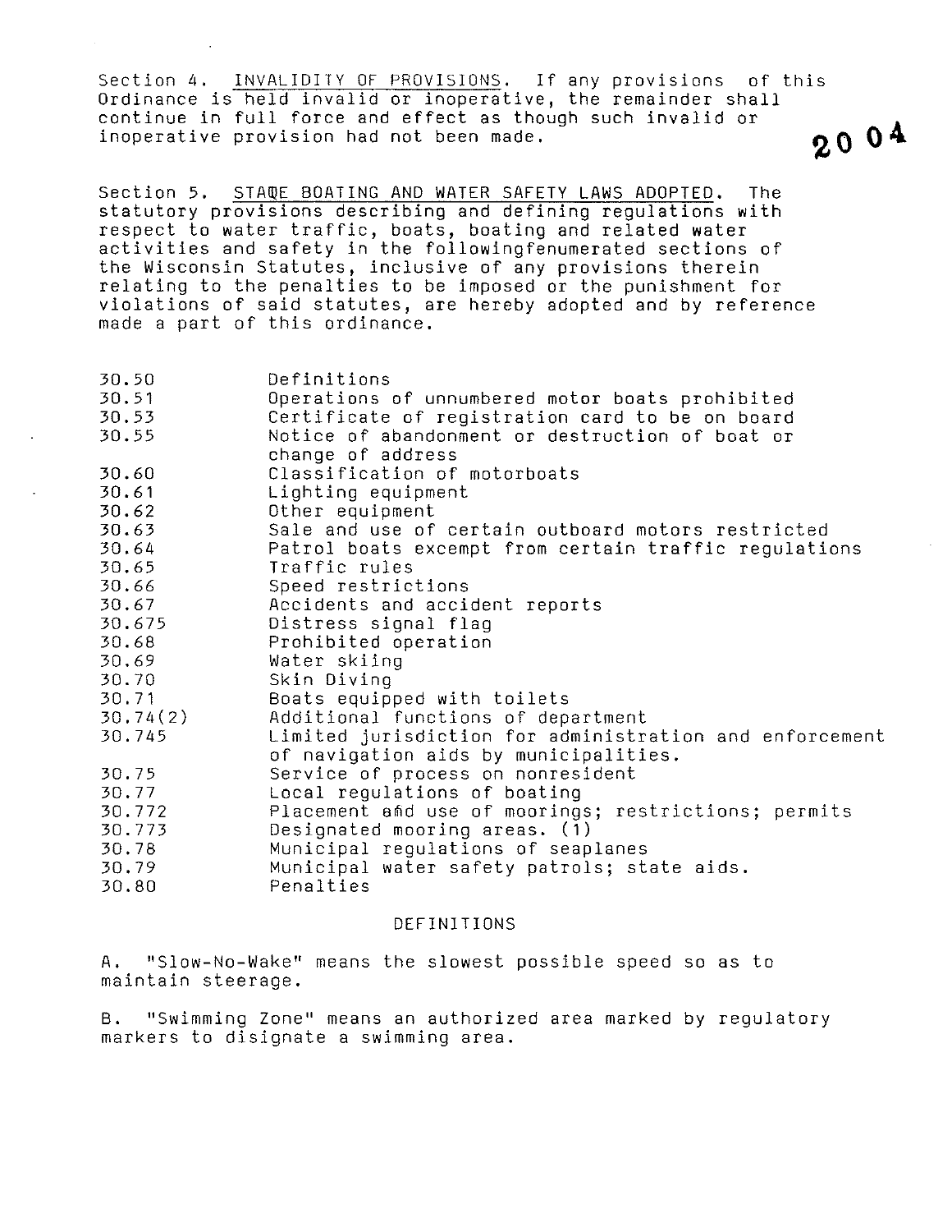Section 4. INVALIDITY OF PROVISIONS. If any provisions of this Ordinance is held invalid or inoperative, the remainder shall continue in full force and effect as though such invalid or inoperative provision had not been made.

2004

Section 5. STATE BOATING AND WATER SAFETY LAWS ADOPTED. The statutory provisions describing and defining regulations with respect to water traffic, boats, boating and related water activities and safety in the followingfenumerated sections of the Wisconsin Statutes, inclusive of any provisions therein relating to the penalties to be imposed or the punishment for violations of said statutes, are hereby adopted and by reference made a part of this ordinance.

| | |
|---|---|
| 30.50 | Definitions |
| 30.51 | Operations of unnumbered motor boats prohibited |
| 30.53 | Certificate of registration card to be on board |
| 30.55 | Notice of abandonment or destruction of boat or change of address |
| 30.60 | Classification of motorboats |
| 30.61 | Lighting equipment |
| 30.62 | Other equipment |
| 30.63 | Sale and use of certain outboard motors restricted |
| 30.64 | Patrol boats excempt from certain traffic regulations |
| 30.65 | Traffic rules |
| 30.66 | Speed restrictions |
| 30.67 | Accidents and accident reports |
| 30.675 | Distress signal flag |
| 30.68 | Prohibited operation |
| 30.69 | Water skiing |
| 30.70 | Skin Diving |
| 30.71 | Boats equipped with toilets |
| 30.74(2) | Additional functions of department |
| 30.745 | Limited jurisdiction for administration and enforcement of navigation aids by municipalities. |
| 30.75 | Service of process on nonresident |
| 30.77 | Local regulations of boating |
| 30.772 | Placement and use of moorings; restrictions; permits |
| 30.773 | Designated mooring areas. (1) |
| 30.78 | Municipal regulations of seaplanes |
| 30.79 | Municipal water safety patrols; state aids. |
| 30.80 | Penalties |

DEFINITIONS

A. "Slow-No-Wake" means the slowest possible speed so as to maintain steerage.

B. "Swimming Zone" means an authorized area marked by regulatory markers to disignate a swimming area.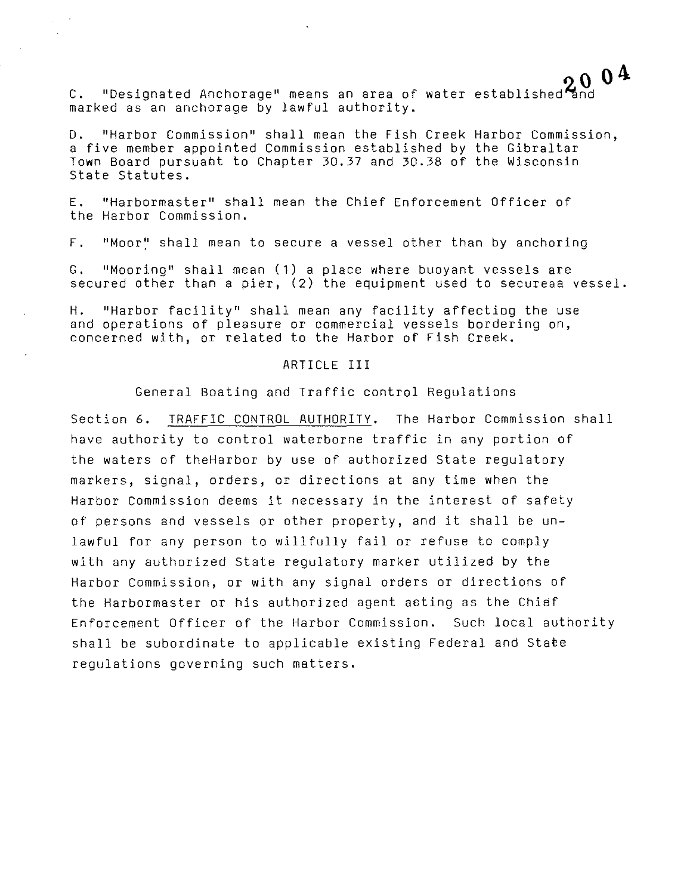C. "Designated Anchorage" means an area of water established and marked as an anchorage by lawful authority.

D. "Harbor Commission" shall mean the Fish Creek Harbor Commission, a five member appointed Commission established by the Gibraltar Town Board pursuabt to Chapter 30.37 and 30.38 of the Wisconsin State Statutes.

E. "Harbormaster" shall mean the Chief Enforcement Officer of the Harbor Commission.

F. "Moor" shall mean to secure a vessel other than by anchoring

G. "Mooring" shall mean (1) a place where buoyant vessels are secured other than a pier, (2) the equipment used to secureaa vessel.

H. "Harbor facility" shall mean any facility affectiog the use and operations of pleasure or commercial vessels bordering on, concerned with, or related to the Harbor of Fish Creek.

## ARTICLE III

### General Boating and Traffic control Regulations

Section 6. TRAFFIC CONTROL AUTHORITY. The Harbor Commission shall have authority to control waterborne traffic in any portion of the waters of theHarbor by use of authorized State regulatory markers, signal, orders, or directions at any time when the Harbor Commission deems it necessary in the interest of safety of persons and vessels or other property, and it shall be unlawful for any person to willfully fail or refuse to comply with any authorized State regulatory marker utilized by the Harbor Commission, or with any signal orders or directions of the Harbormaster or his authorized agent acting as the Chief Enforcement Officer of the Harbor Commission. Such local authority shall be subordinate to applicable existing Federal and State regulations governing such matters.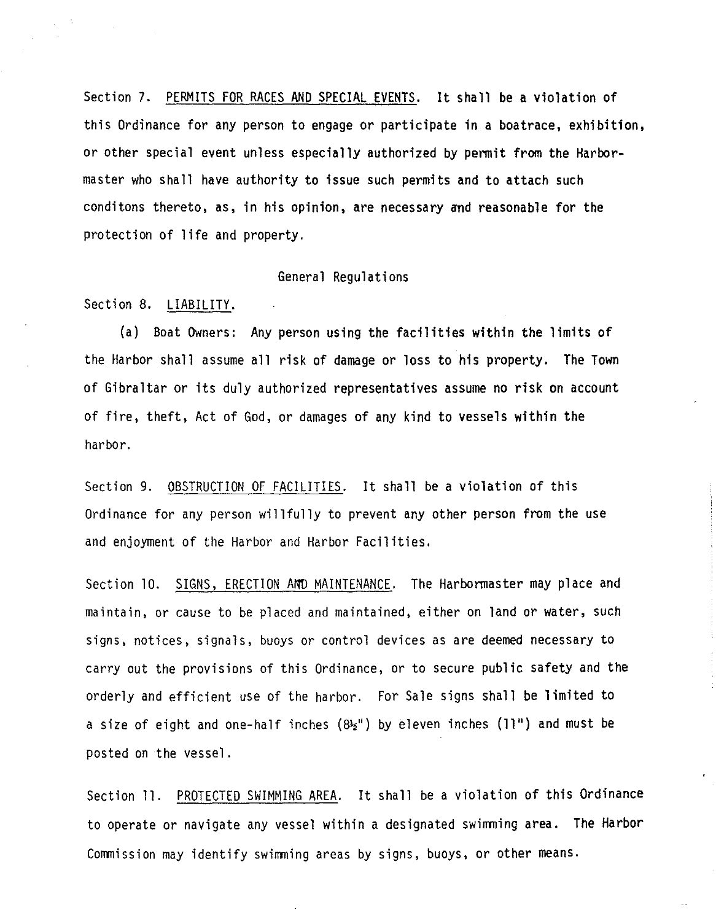Section 7. <u>PERMITS FOR RACES AND SPECIAL EVENTS</u>. It shall be a violation of this Ordinance for any person to engage or participate in a boatrace, exhibition, or other special event unless especially authorized by permit from the Harbormaster who shall have authority to issue such permits and to attach such conditons thereto, as, in his opinion, are necessary and reasonable for the protection of life and property.

## General Regulations

Section 8. <u>LIABILITY</u>.

(a) Boat Owners: Any person using the facilities within the limits of the Harbor shall assume all risk of damage or loss to his property. The Town of Gibraltar or its duly authorized representatives assume no risk on account of fire, theft, Act of God, or damages of any kind to vessels within the harbor.

Section 9. <u>OBSTRUCTION OF FACILITIES</u>. It shall be a violation of this Ordinance for any person willfully to prevent any other person from the use and enjoyment of the Harbor and Harbor Facilities.

Section 10. <u>SIGNS, ERECTION AND MAINTENANCE</u>. The Harbormaster may place and maintain, or cause to be placed and maintained, either on land or water, such signs, notices, signals, buoys or control devices as are deemed necessary to carry out the provisions of this Ordinance, or to secure public safety and the orderly and efficient use of the harbor. For Sale signs shall be limited to a size of eight and one-half inches (8½") by eleven inches (11") and must be posted on the vessel.

Section 11. <u>PROTECTED SWIMMING AREA</u>. It shall be a violation of this Ordinance to operate or navigate any vessel within a designated swimming area. The Harbor Commission may identify swimming areas by signs, buoys, or other means.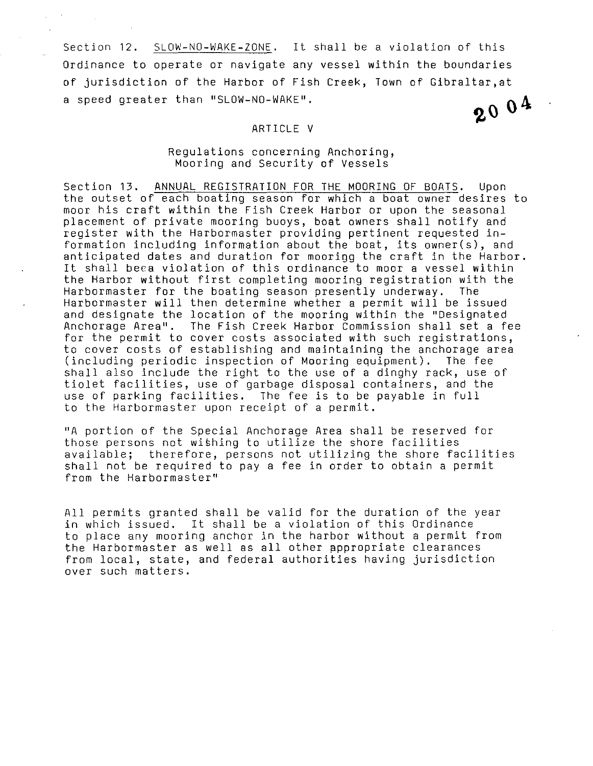Section 12. SLOW-NO-WAKE-ZONE. It shall be a violation of this Ordinance to operate or navigate any vessel within the boundaries of jurisdiction of the Harbor of Fish Creek, Town of Gibraltar,at a speed greater than "SLOW-NO-WAKE".

2004

## ARTICLE V

### Regulations concerning Anchoring, Mooring and Security of Vessels

Section 13. ANNUAL REGISTRATION FOR THE MOORING OF BOATS. Upon the outset of each boating season for which a boat owner desires to moor his craft within the Fish Creek Harbor or upon the seasonal placement of private mooring buoys, boat owners shall notify and register with the Harbormaster providing pertinent requested information including information about the boat, its owner(s), and anticipated dates and duration for moorigg the craft in the Harbor. It shall beea violation of this ordinance to moor a vessel within the Harbor without first completing mooring registration with the Harbormaster for the boating season presently underway. The Harbormaster will then determine whether a permit will be issued and designate the location of the mooring within the "Designated Anchorage Area". The Fish Creek Harbor Commission shall set a fee for the permit to cover costs associated with such registrations, to cover costs of establishing and maintaining the anchorage area (including periodic inspection of Mooring equipment). The fee shall also include the right to the use of a dinghy rack, use of tiolet facilities, use of garbage disposal containers, and the use of parking facilities. The fee is to be payable in full to the Harbormaster upon receipt of a permit.

"A portion of the Special Anchorage Area shall be reserved for those persons not wishing to utilize the shore facilities available; therefore, persons not utilizing the shore facilities shall not be required to pay a fee in order to obtain a permit from the Harbormaster"

All permits granted shall be valid for the duration of the year in which issued. It shall be a violation of this Ordinance to place any mooring anchor in the harbor without a permit from the Harbormaster as well as all other appropriate clearances from local, state, and federal authorities having jurisdiction over such matters.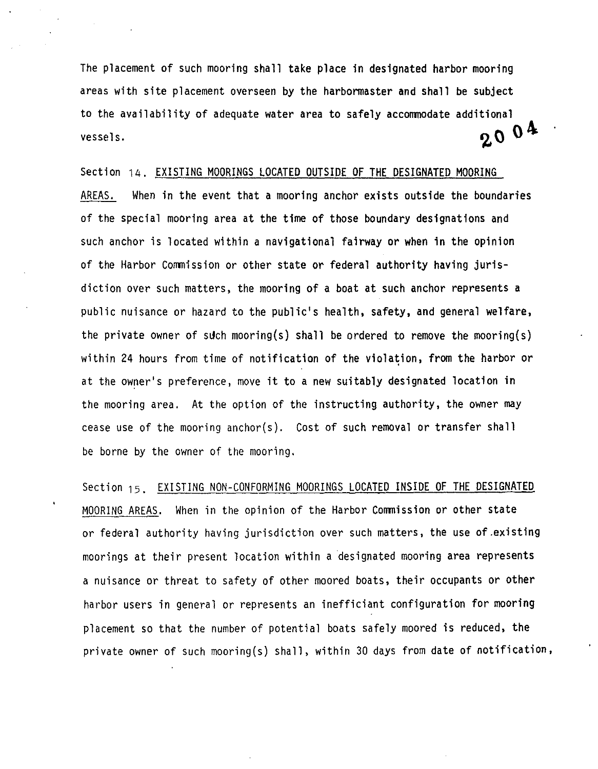The placement of such mooring shall take place in designated harbor mooring areas with site placement overseen by the harbormaster and shall be subject to the availability of adequate water area to safely accommodate additional vessels.

Section 14. <u>EXISTING MOORINGS LOCATED OUTSIDE OF THE DESIGNATED MOORING AREAS.</u> When in the event that a mooring anchor exists outside the boundaries of the special mooring area at the time of those boundary designations and such anchor is located within a navigational fairway or when in the opinion of the Harbor Commission or other state or federal authority having jurisdiction over such matters, the mooring of a boat at such anchor represents a public nuisance or hazard to the public's health, safety, and general welfare, the private owner of such mooring(s) shall be ordered to remove the mooring(s) within 24 hours from time of notification of the violation, from the harbor or at the owner's preference, move it to a new suitably designated location in the mooring area. At the option of the instructing authority, the owner may cease use of the mooring anchor(s). Cost of such removal or transfer shall be borne by the owner of the mooring.

Section 15. <u>EXISTING NON-CONFORMING MOORINGS LOCATED INSIDE OF THE DESIGNATED MOORING AREAS.</u> When in the opinion of the Harbor Commission or other state or federal authority having jurisdiction over such matters, the use of existing moorings at their present location within a designated mooring area represents a nuisance or threat to safety of other moored boats, their occupants or other harbor users in general or represents an inefficiant configuration for mooring placement so that the number of potential boats safely moored is reduced, the private owner of such mooring(s) shall, within 30 days from date of notification,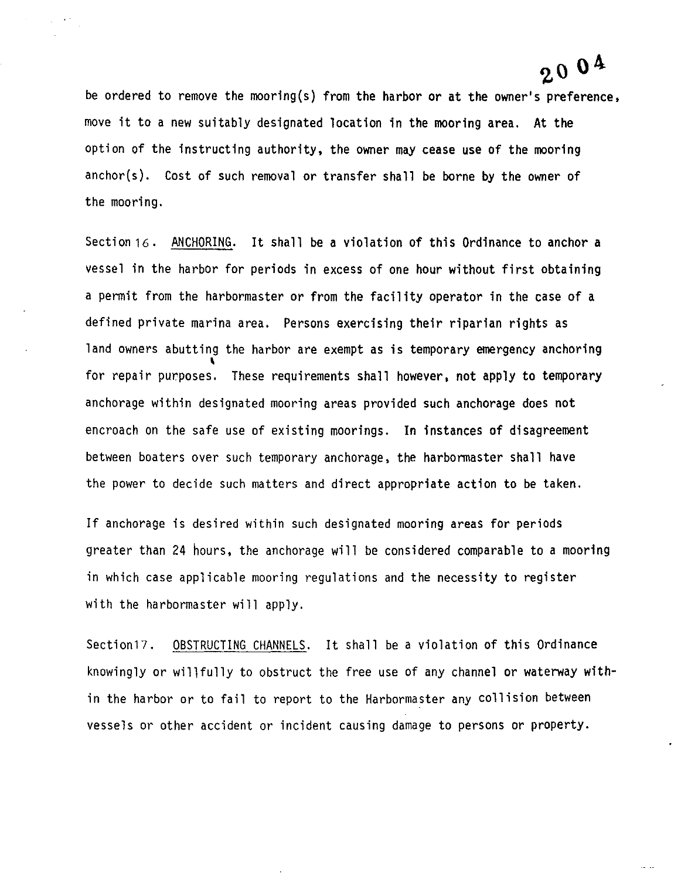be ordered to remove the mooring(s) from the harbor or at the owner's preference, move it to a new suitably designated location in the mooring area. At the option of the instructing authority, the owner may cease use of the mooring anchor(s). Cost of such removal or transfer shall be borne by the owner of the mooring.

Section 16. ANCHORING. It shall be a violation of this Ordinance to anchor a vessel in the harbor for periods in excess of one hour without first obtaining a permit from the harbormaster or from the facility operator in the case of a defined private marina area. Persons exercising their riparian rights as land owners abutting the harbor are exempt as is temporary emergency anchoring for repair purposes. These requirements shall however, not apply to temporary anchorage within designated mooring areas provided such anchorage does not encroach on the safe use of existing moorings. In instances of disagreement between boaters over such temporary anchorage, the harbormaster shall have the power to decide such matters and direct appropriate action to be taken.

If anchorage is desired within such designated mooring areas for periods greater than 24 hours, the anchorage will be considered comparable to a mooring in which case applicable mooring regulations and the necessity to register with the harbormaster will apply.

Section 17. OBSTRUCTING CHANNELS. It shall be a violation of this Ordinance knowingly or willfully to obstruct the free use of any channel or waterway within the harbor or to fail to report to the Harbormaster any collision between vessels or other accident or incident causing damage to persons or property.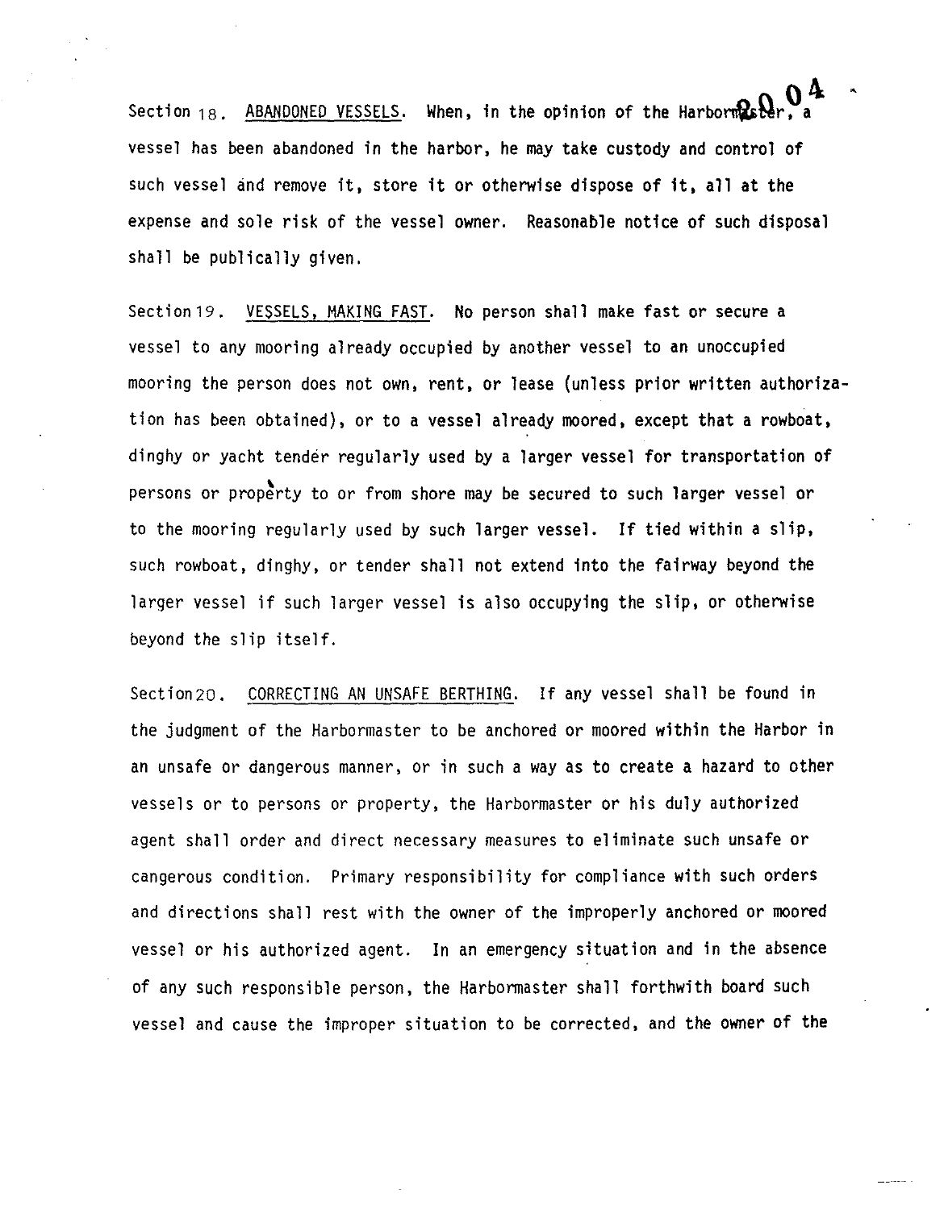Section 18. ABANDONED VESSELS. When, in the opinion of the Harbormaster, a vessel has been abandoned in the harbor, he may take custody and control of such vessel and remove it, store it or otherwise dispose of it, all at the expense and sole risk of the vessel owner. Reasonable notice of such disposal shall be publically given.

Section 19. VESSELS, MAKING FAST. No person shall make fast or secure a vessel to any mooring already occupied by another vessel to an unoccupied mooring the person does not own, rent, or lease (unless prior written authorization has been obtained), or to a vessel already moored, except that a rowboat, dinghy or yacht tender regularly used by a larger vessel for transportation of persons or property to or from shore may be secured to such larger vessel or to the mooring regularly used by such larger vessel. If tied within a slip, such rowboat, dinghy, or tender shall not extend into the fairway beyond the larger vessel if such larger vessel is also occupying the slip, or otherwise beyond the slip itself.

Section 20. CORRECTING AN UNSAFE BERTHING. If any vessel shall be found in the judgment of the Harbormaster to be anchored or moored within the Harbor in an unsafe or dangerous manner, or in such a way as to create a hazard to other vessels or to persons or property, the Harbormaster or his duly authorized agent shall order and direct necessary measures to eliminate such unsafe or cangerous condition. Primary responsibility for compliance with such orders and directions shall rest with the owner of the improperly anchored or moored vessel or his authorized agent. In an emergency situation and in the absence of any such responsible person, the Harbormaster shall forthwith board such vessel and cause the improper situation to be corrected, and the owner of the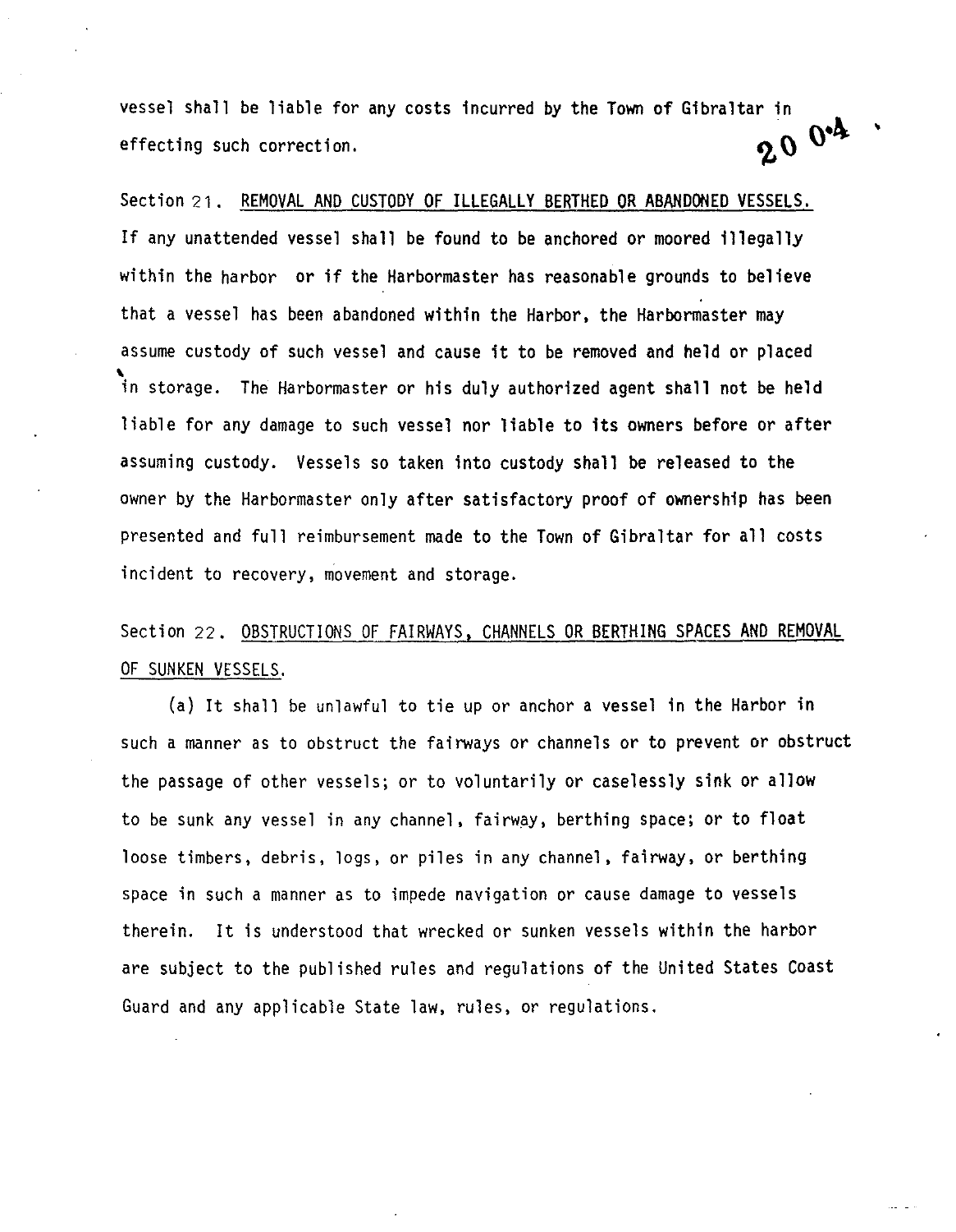vessel shall be liable for any costs incurred by the Town of Gibraltar in effecting such correction.

Section 21. REMOVAL AND CUSTODY OF ILLEGALLY BERTHED OR ABANDONED VESSELS. If any unattended vessel shall be found to be anchored or moored illegally within the harbor or if the Harbormaster has reasonable grounds to believe that a vessel has been abandoned within the Harbor, the Harbormaster may assume custody of such vessel and cause it to be removed and held or placed in storage. The Harbormaster or his duly authorized agent shall not be held liable for any damage to such vessel nor liable to its owners before or after assuming custody. Vessels so taken into custody shall be released to the owner by the Harbormaster only after satisfactory proof of ownership has been presented and full reimbursement made to the Town of Gibraltar for all costs incident to recovery, movement and storage.

Section 22. OBSTRUCTIONS OF FAIRWAYS, CHANNELS OR BERTHING SPACES AND REMOVAL OF SUNKEN VESSELS.

(a) It shall be unlawful to tie up or anchor a vessel in the Harbor in such a manner as to obstruct the fairways or channels or to prevent or obstruct the passage of other vessels; or to voluntarily or caselessly sink or allow to be sunk any vessel in any channel, fairway, berthing space; or to float loose timbers, debris, logs, or piles in any channel, fairway, or berthing space in such a manner as to impede navigation or cause damage to vessels therein. It is understood that wrecked or sunken vessels within the harbor are subject to the published rules and regulations of the United States Coast Guard and any applicable State law, rules, or regulations.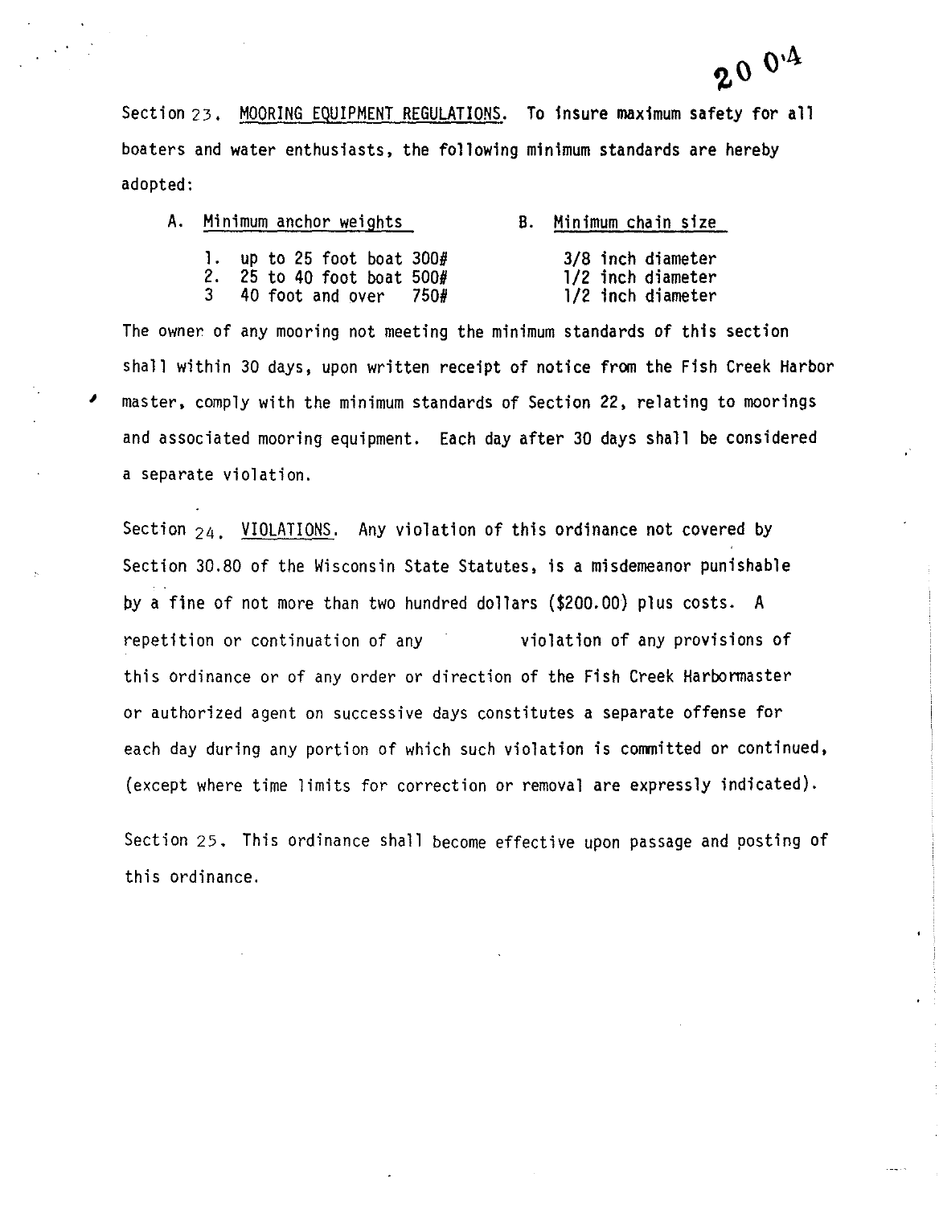Section 23. <u>MOORING EQUIPMENT REGULATIONS</u>. To insure maximum safety for all boaters and water enthusiasts, the following minimum standards are hereby adopted:

| A. Minimum anchor weights | B. Minimum chain size |
|---|---|
| 1. up to 25 foot boat 300# | 3/8 inch diameter |
| 2. 25 to 40 foot boat 500# | 1/2 inch diameter |
| 3 40 foot and over 750# | 1/2 inch diameter |

The owner of any mooring not meeting the minimum standards of this section shall within 30 days, upon written receipt of notice from the Fish Creek Harbor master, comply with the minimum standards of Section 22, relating to moorings and associated mooring equipment. Each day after 30 days shall be considered a separate violation.

Section 24. <u>VIOLATIONS</u>. Any violation of this ordinance not covered by Section 30.80 of the Wisconsin State Statutes, is a misdemeanor punishable by a fine of not more than two hundred dollars ($200.00) plus costs. A repetition or continuation of any violation of any provisions of this ordinance or of any order or direction of the Fish Creek Harbormaster or authorized agent on successive days constitutes a separate offense for each day during any portion of which such violation is committed or continued, (except where time limits for correction or removal are expressly indicated).

Section 25. This ordinance shall become effective upon passage and posting of this ordinance.